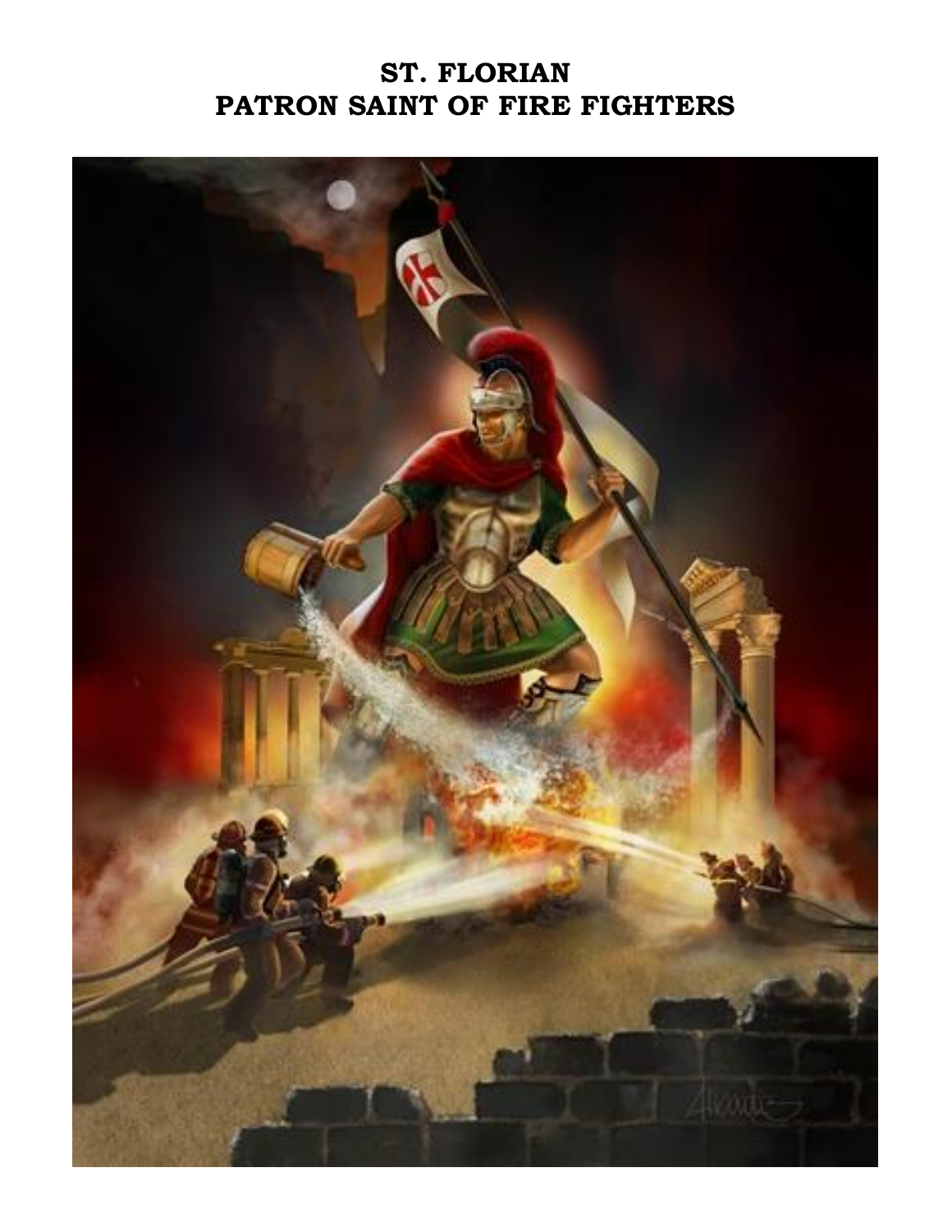# ST. FLORIAN
# PATRON SAINT OF FIRE FIGHTERS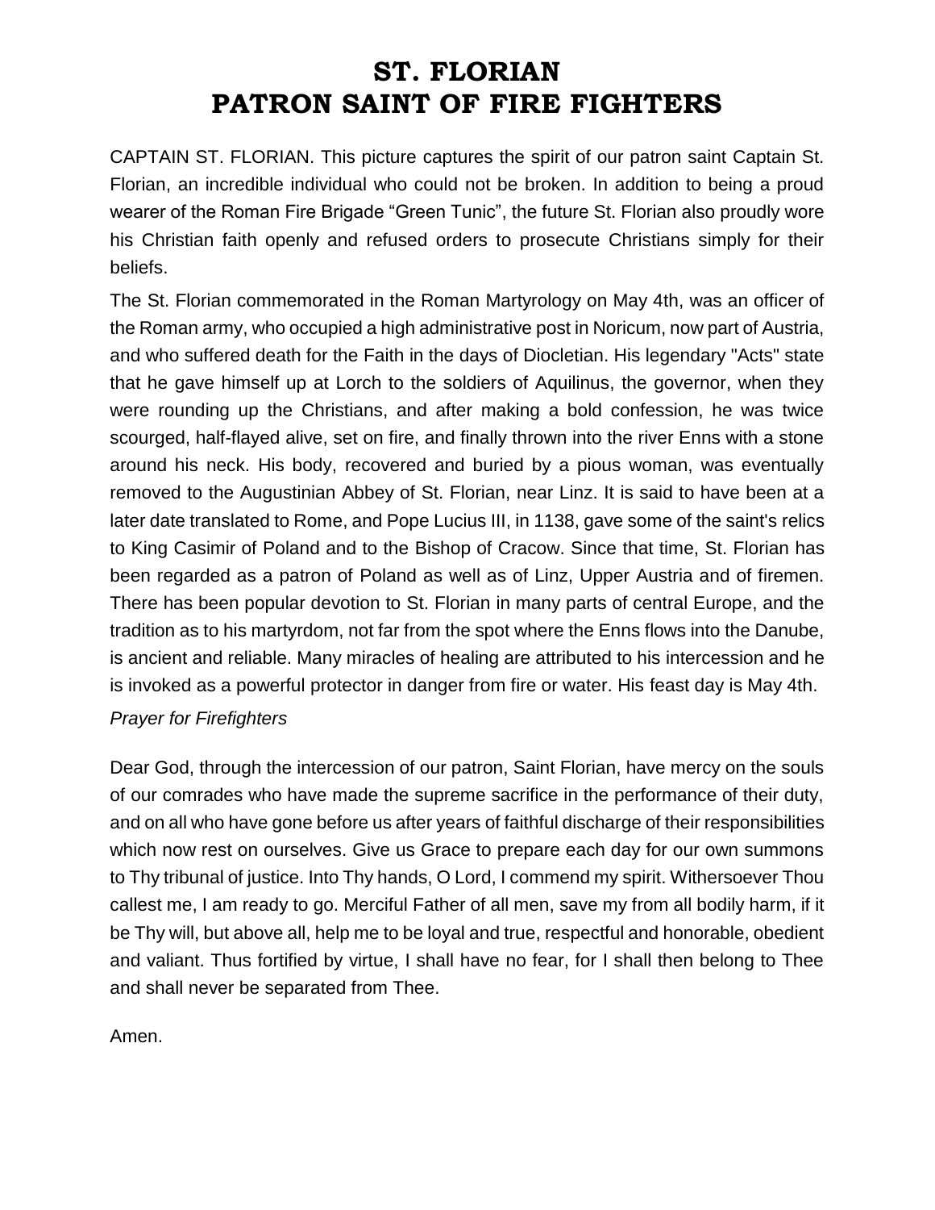# ST. FLORIAN
# PATRON SAINT OF FIRE FIGHTERS

CAPTAIN ST. FLORIAN. This picture captures the spirit of our patron saint Captain St. Florian, an incredible individual who could not be broken. In addition to being a proud wearer of the Roman Fire Brigade "Green Tunic", the future St. Florian also proudly wore his Christian faith openly and refused orders to prosecute Christians simply for their beliefs.

The St. Florian commemorated in the Roman Martyrology on May 4th, was an officer of the Roman army, who occupied a high administrative post in Noricum, now part of Austria, and who suffered death for the Faith in the days of Diocletian. His legendary "Acts" state that he gave himself up at Lorch to the soldiers of Aquilinus, the governor, when they were rounding up the Christians, and after making a bold confession, he was twice scourged, half-flayed alive, set on fire, and finally thrown into the river Enns with a stone around his neck. His body, recovered and buried by a pious woman, was eventually removed to the Augustinian Abbey of St. Florian, near Linz. It is said to have been at a later date translated to Rome, and Pope Lucius III, in 1138, gave some of the saint's relics to King Casimir of Poland and to the Bishop of Cracow. Since that time, St. Florian has been regarded as a patron of Poland as well as of Linz, Upper Austria and of firemen. There has been popular devotion to St. Florian in many parts of central Europe, and the tradition as to his martyrdom, not far from the spot where the Enns flows into the Danube, is ancient and reliable. Many miracles of healing are attributed to his intercession and he is invoked as a powerful protector in danger from fire or water. His feast day is May 4th.

*Prayer for Firefighters*

Dear God, through the intercession of our patron, Saint Florian, have mercy on the souls of our comrades who have made the supreme sacrifice in the performance of their duty, and on all who have gone before us after years of faithful discharge of their responsibilities which now rest on ourselves. Give us Grace to prepare each day for our own summons to Thy tribunal of justice. Into Thy hands, O Lord, I commend my spirit. Withersoever Thou callest me, I am ready to go. Merciful Father of all men, save my from all bodily harm, if it be Thy will, but above all, help me to be loyal and true, respectful and honorable, obedient and valiant. Thus fortified by virtue, I shall have no fear, for I shall then belong to Thee and shall never be separated from Thee.

Amen.